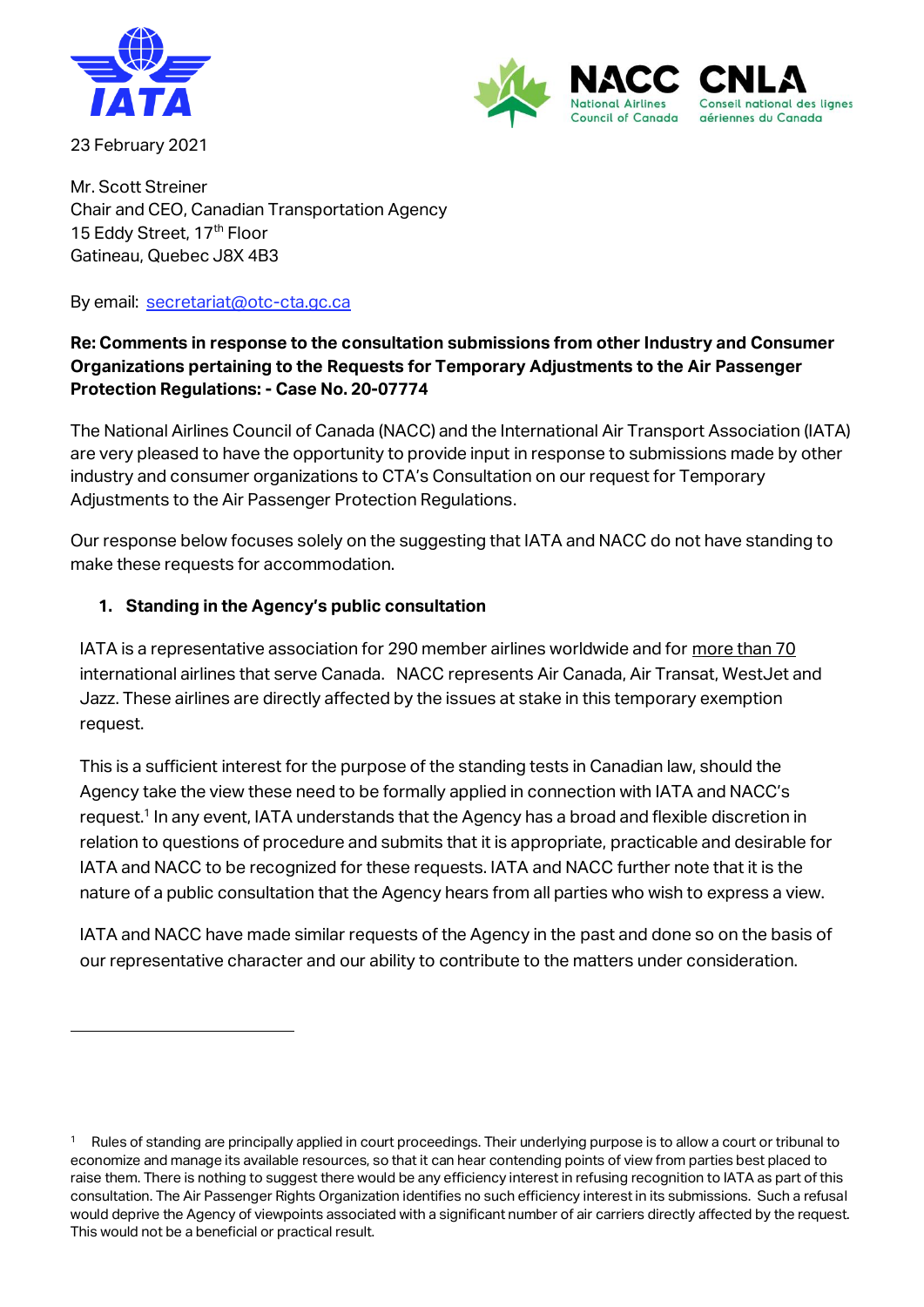23 February 2021

Mr. Scott Streiner
Chair and CEO, Canadian Transportation Agency
15 Eddy Street, 17th Floor
Gatineau, Quebec J8X 4B3

By email: secretariat@otc-cta.gc.ca

**Re: Comments in response to the consultation submissions from other Industry and Consumer Organizations pertaining to the Requests for Temporary Adjustments to the Air Passenger Protection Regulations: - Case No. 20-07774**

The National Airlines Council of Canada (NACC) and the International Air Transport Association (IATA) are very pleased to have the opportunity to provide input in response to submissions made by other industry and consumer organizations to CTA's Consultation on our request for Temporary Adjustments to the Air Passenger Protection Regulations.

Our response below focuses solely on the suggesting that IATA and NACC do not have standing to make these requests for accommodation.

1. **Standing in the Agency's public consultation**

IATA is a representative association for 290 member airlines worldwide and for more than 70 international airlines that serve Canada. NACC represents Air Canada, Air Transat, WestJet and Jazz. These airlines are directly affected by the issues at stake in this temporary exemption request.

This is a sufficient interest for the purpose of the standing tests in Canadian law, should the Agency take the view these need to be formally applied in connection with IATA and NACC's request.[1] In any event, IATA understands that the Agency has a broad and flexible discretion in relation to questions of procedure and submits that it is appropriate, practicable and desirable for IATA and NACC to be recognized for these requests. IATA and NACC further note that it is the nature of a public consultation that the Agency hears from all parties who wish to express a view.

IATA and NACC have made similar requests of the Agency in the past and done so on the basis of our representative character and our ability to contribute to the matters under consideration.

---

[1] Rules of standing are principally applied in court proceedings. Their underlying purpose is to allow a court or tribunal to economize and manage its available resources, so that it can hear contending points of view from parties best placed to raise them. There is nothing to suggest there would be any efficiency interest in refusing recognition to IATA as part of this consultation. The Air Passenger Rights Organization identifies no such efficiency interest in its submissions. Such a refusal would deprive the Agency of viewpoints associated with a significant number of air carriers directly affected by the request. This would not be a beneficial or practical result.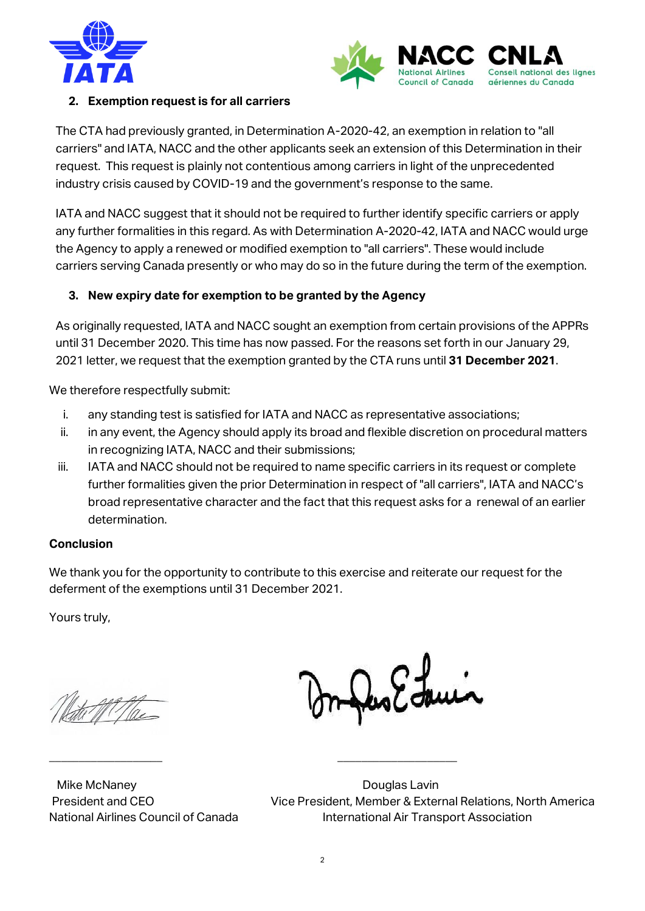## 2. Exemption request is for all carriers

The CTA had previously granted, in Determination A-2020-42, an exemption in relation to "all carriers" and IATA, NACC and the other applicants seek an extension of this Determination in their request. This request is plainly not contentious among carriers in light of the unprecedented industry crisis caused by COVID-19 and the government's response to the same.

IATA and NACC suggest that it should not be required to further identify specific carriers or apply any further formalities in this regard. As with Determination A-2020-42, IATA and NACC would urge the Agency to apply a renewed or modified exemption to "all carriers". These would include carriers serving Canada presently or who may do so in the future during the term of the exemption.

## 3. New expiry date for exemption to be granted by the Agency

As originally requested, IATA and NACC sought an exemption from certain provisions of the APPRs until 31 December 2020. This time has now passed. For the reasons set forth in our January 29, 2021 letter, we request that the exemption granted by the CTA runs until **31 December 2021**.

We therefore respectfully submit:

i. any standing test is satisfied for IATA and NACC as representative associations;

ii. in any event, the Agency should apply its broad and flexible discretion on procedural matters in recognizing IATA, NACC and their submissions;

iii. IATA and NACC should not be required to name specific carriers in its request or complete further formalities given the prior Determination in respect of "all carriers", IATA and NACC's broad representative character and the fact that this request asks for a renewal of an earlier determination.

**Conclusion**

We thank you for the opportunity to contribute to this exercise and reiterate our request for the deferment of the exemptions until 31 December 2021.

Yours truly,

Mike McNaney
President and CEO
National Airlines Council of Canada

Douglas Lavin
Vice President, Member & External Relations, North America
International Air Transport Association